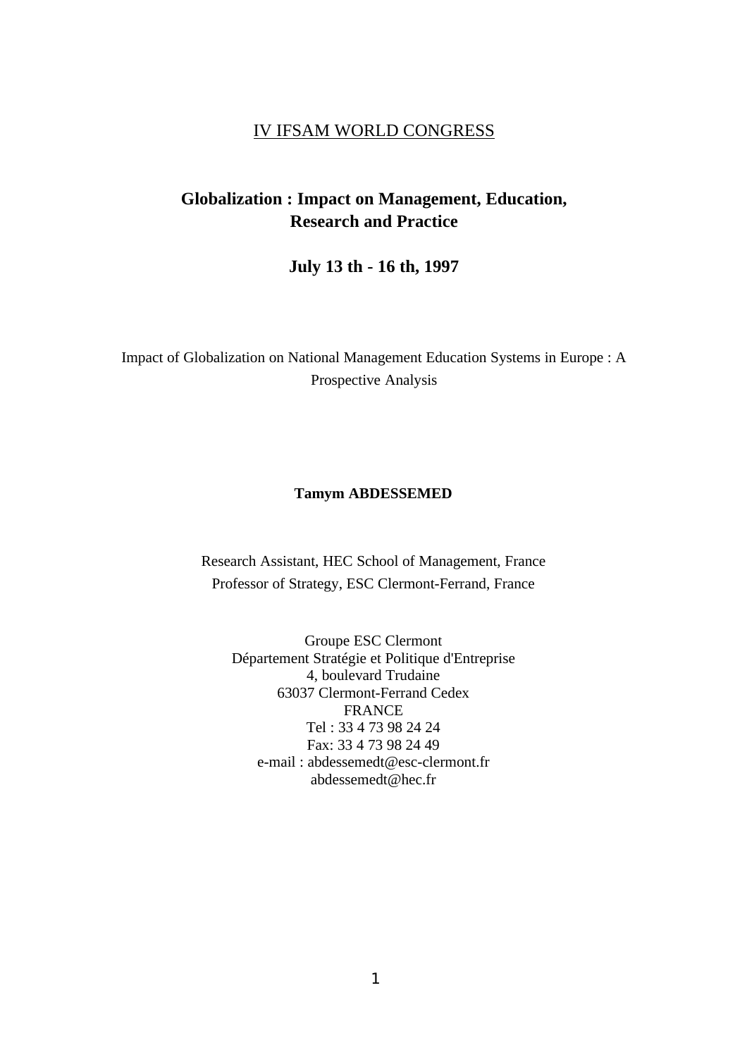IV IFSAM WORLD CONGRESS

# Globalization : Impact on Management, Education, Research and Practice

## July 13 th - 16 th, 1997

Impact of Globalization on National Management Education Systems in Europe : A Prospective Analysis

**Tamym ABDESSEMED**

Research Assistant, HEC School of Management, France
Professor of Strategy, ESC Clermont-Ferrand, France

Groupe ESC Clermont
Département Stratégie et Politique d'Entreprise
4, boulevard Trudaine
63037 Clermont-Ferrand Cedex
FRANCE
Tel : 33 4 73 98 24 24
Fax: 33 4 73 98 24 49
e-mail : abdessemedt@esc-clermont.fr
abdessemedt@hec.fr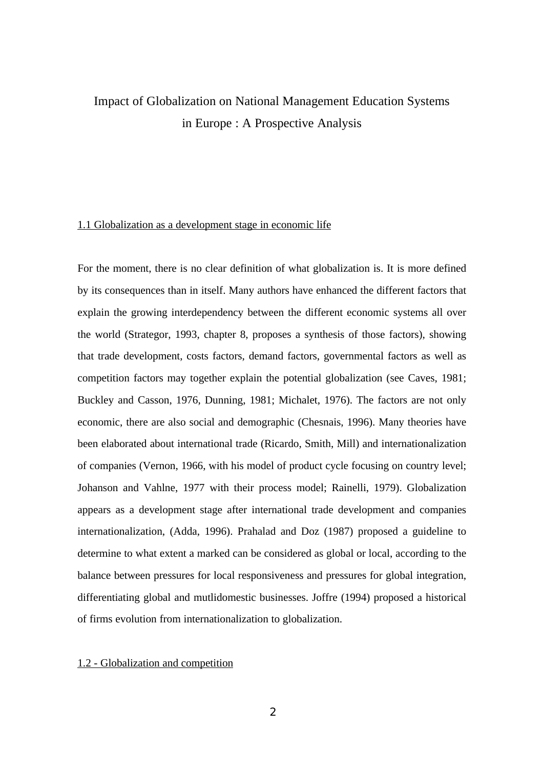# Impact of Globalization on National Management Education Systems in Europe : A Prospective Analysis

## 1.1 Globalization as a development stage in economic life

For the moment, there is no clear definition of what globalization is. It is more defined by its consequences than in itself. Many authors have enhanced the different factors that explain the growing interdependency between the different economic systems all over the world (Strategor, 1993, chapter 8, proposes a synthesis of those factors), showing that trade development, costs factors, demand factors, governmental factors as well as competition factors may together explain the potential globalization (see Caves, 1981; Buckley and Casson, 1976, Dunning, 1981; Michalet, 1976). The factors are not only economic, there are also social and demographic (Chesnais, 1996). Many theories have been elaborated about international trade (Ricardo, Smith, Mill) and internationalization of companies (Vernon, 1966, with his model of product cycle focusing on country level; Johanson and Vahlne, 1977 with their process model; Rainelli, 1979). Globalization appears as a development stage after international trade development and companies internationalization, (Adda, 1996). Prahalad and Doz (1987) proposed a guideline to determine to what extent a marked can be considered as global or local, according to the balance between pressures for local responsiveness and pressures for global integration, differentiating global and mutlidomestic businesses. Joffre (1994) proposed a historical of firms evolution from internationalization to globalization.

## 1.2 - Globalization and competition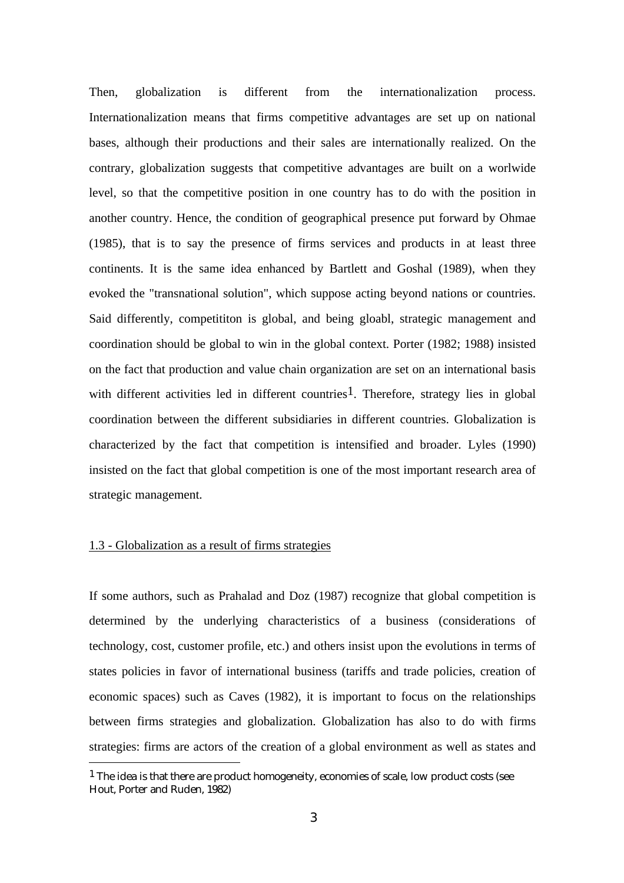Then, globalization is different from the internationalization process. Internationalization means that firms competitive advantages are set up on national bases, although their productions and their sales are internationally realized. On the contrary, globalization suggests that competitive advantages are built on a worlwide level, so that the competitive position in one country has to do with the position in another country. Hence, the condition of geographical presence put forward by Ohmae (1985), that is to say the presence of firms services and products in at least three continents. It is the same idea enhanced by Bartlett and Goshal (1989), when they evoked the "transnational solution", which suppose acting beyond nations or countries. Said differently, competititon is global, and being gloabl, strategic management and coordination should be global to win in the global context. Porter (1982; 1988) insisted on the fact that production and value chain organization are set on an international basis with different activities led in different countries[1]. Therefore, strategy lies in global coordination between the different subsidiaries in different countries. Globalization is characterized by the fact that competition is intensified and broader. Lyles (1990) insisted on the fact that global competition is one of the most important research area of strategic management.

## 1.3 - Globalization as a result of firms strategies

If some authors, such as Prahalad and Doz (1987) recognize that global competition is determined by the underlying characteristics of a business (considerations of technology, cost, customer profile, etc.) and others insist upon the evolutions in terms of states policies in favor of international business (tariffs and trade policies, creation of economic spaces) such as Caves (1982), it is important to focus on the relationships between firms strategies and globalization. Globalization has also to do with firms strategies: firms are actors of the creation of a global environment as well as states and

[1] The idea is that there are product homogeneity, economies of scale, low product costs (see Hout, Porter and Ruden, 1982)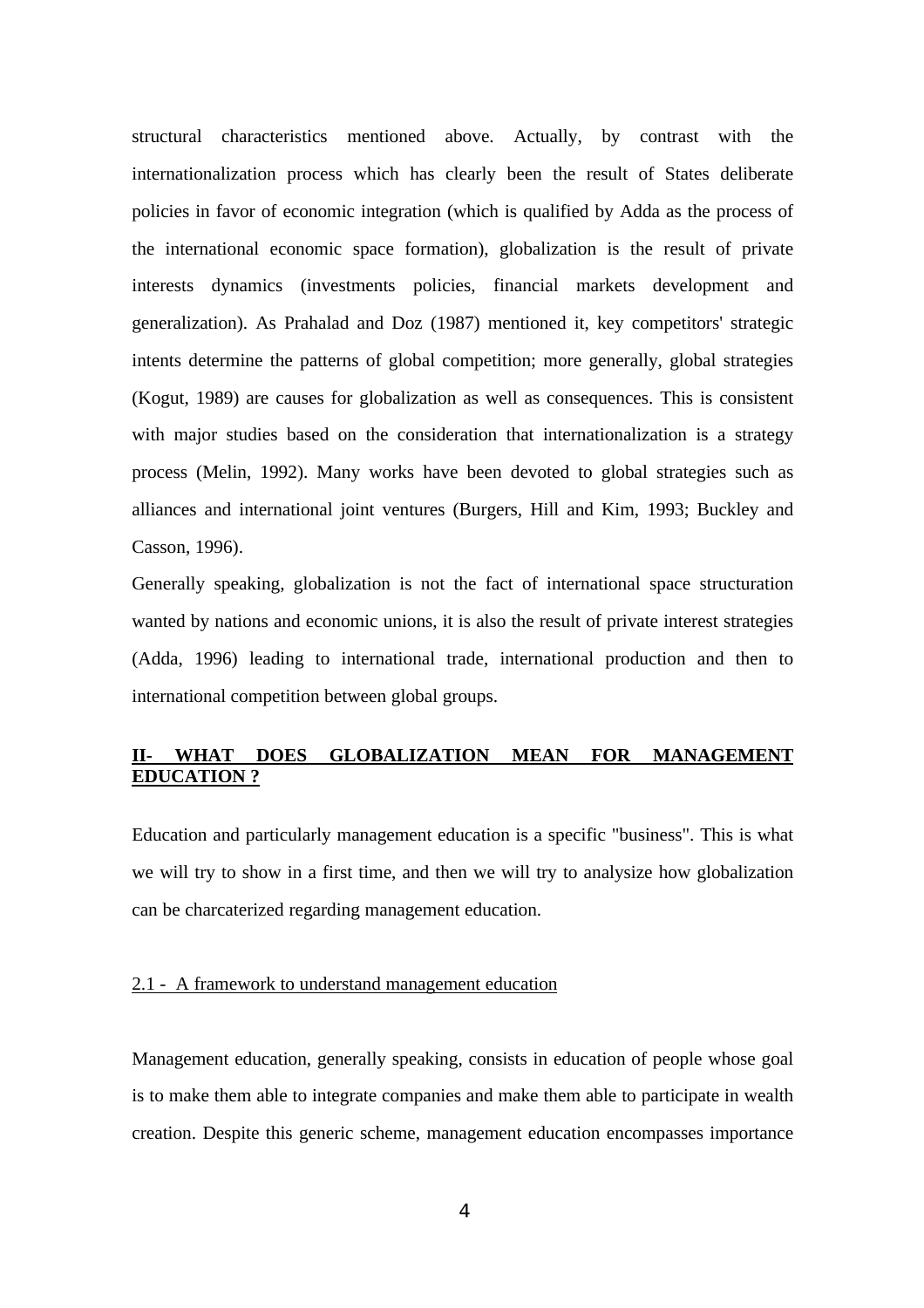structural characteristics mentioned above. Actually, by contrast with the internationalization process which has clearly been the result of States deliberate policies in favor of economic integration (which is qualified by Adda as the process of the international economic space formation), globalization is the result of private interests dynamics (investments policies, financial markets development and generalization). As Prahalad and Doz (1987) mentioned it, key competitors' strategic intents determine the patterns of global competition; more generally, global strategies (Kogut, 1989) are causes for globalization as well as consequences. This is consistent with major studies based on the consideration that internationalization is a strategy process (Melin, 1992). Many works have been devoted to global strategies such as alliances and international joint ventures (Burgers, Hill and Kim, 1993; Buckley and Casson, 1996).

Generally speaking, globalization is not the fact of international space structuration wanted by nations and economic unions, it is also the result of private interest strategies (Adda, 1996) leading to international trade, international production and then to international competition between global groups.

## II- WHAT DOES GLOBALIZATION MEAN FOR MANAGEMENT EDUCATION ?

Education and particularly management education is a specific "business". This is what we will try to show in a first time, and then we will try to analysize how globalization can be charcaterized regarding management education.

### 2.1 - A framework to understand management education

Management education, generally speaking, consists in education of people whose goal is to make them able to integrate companies and make them able to participate in wealth creation. Despite this generic scheme, management education encompasses importance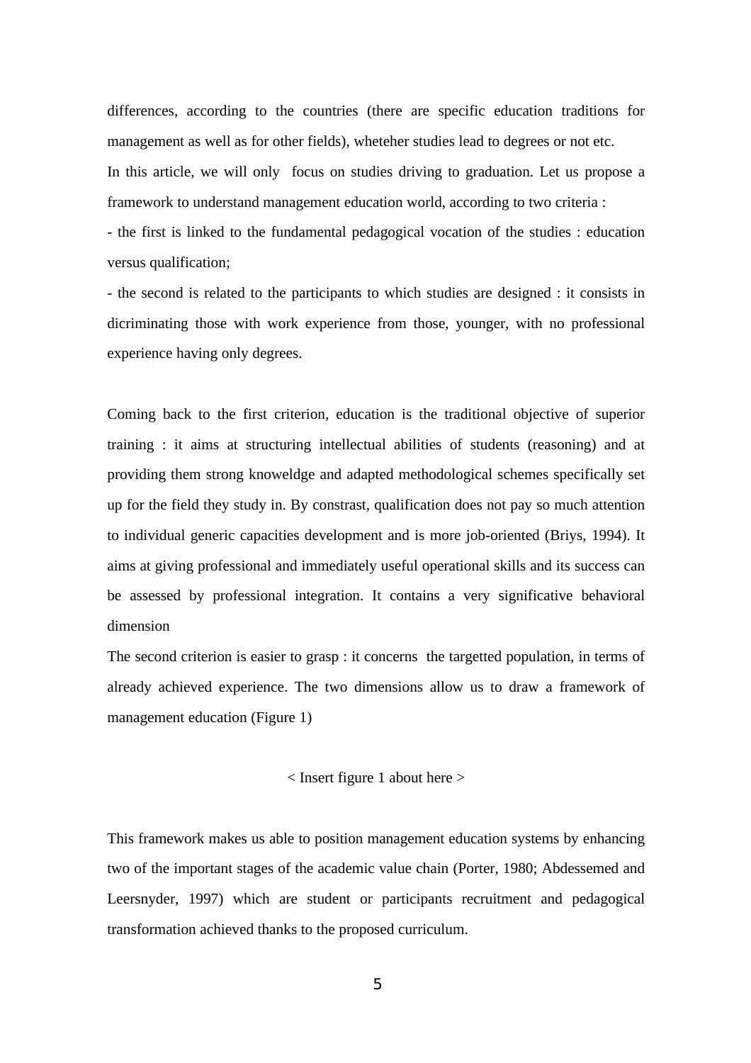differences, according to the countries (there are specific education traditions for management as well as for other fields), wheteher studies lead to degrees or not etc.

In this article, we will only focus on studies driving to graduation. Let us propose a framework to understand management education world, according to two criteria :

- the first is linked to the fundamental pedagogical vocation of the studies : education versus qualification;
- the second is related to the participants to which studies are designed : it consists in dicriminating those with work experience from those, younger, with no professional experience having only degrees.

Coming back to the first criterion, education is the traditional objective of superior training : it aims at structuring intellectual abilities of students (reasoning) and at providing them strong knoweldge and adapted methodological schemes specifically set up for the field they study in. By constrast, qualification does not pay so much attention to individual generic capacities development and is more job-oriented (Briys, 1994). It aims at giving professional and immediately useful operational skills and its success can be assessed by professional integration. It contains a very significative behavioral dimension

The second criterion is easier to grasp : it concerns the targetted population, in terms of already achieved experience. The two dimensions allow us to draw a framework of management education (Figure 1)

< Insert figure 1 about here >

This framework makes us able to position management education systems by enhancing two of the important stages of the academic value chain (Porter, 1980; Abdessemed and Leersnyder, 1997) which are student or participants recruitment and pedagogical transformation achieved thanks to the proposed curriculum.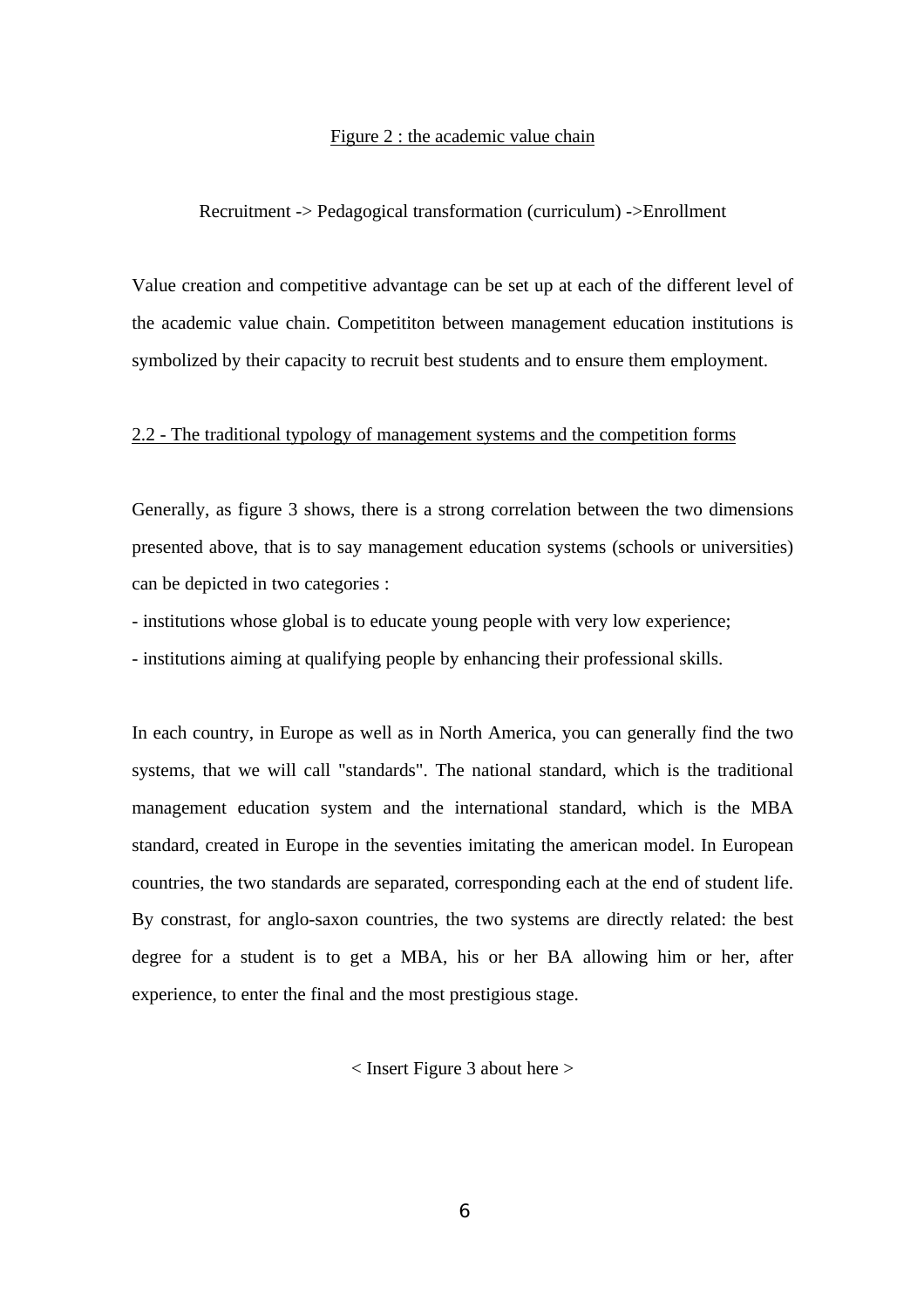Figure 2 : the academic value chain

Recruitment -> Pedagogical transformation (curriculum) ->Enrollment

Value creation and competitive advantage can be set up at each of the different level of the academic value chain. Competititon between management education institutions is symbolized by their capacity to recruit best students and to ensure them employment.

## 2.2 - The traditional typology of management systems and the competition forms

Generally, as figure 3 shows, there is a strong correlation between the two dimensions presented above, that is to say management education systems (schools or universities) can be depicted in two categories :

- institutions whose global is to educate young people with very low experience;
- institutions aiming at qualifying people by enhancing their professional skills.

In each country, in Europe as well as in North America, you can generally find the two systems, that we will call "standards". The national standard, which is the traditional management education system and the international standard, which is the MBA standard, created in Europe in the seventies imitating the american model. In European countries, the two standards are separated, corresponding each at the end of student life. By constrast, for anglo-saxon countries, the two systems are directly related: the best degree for a student is to get a MBA, his or her BA allowing him or her, after experience, to enter the final and the most prestigious stage.

< Insert Figure 3 about here >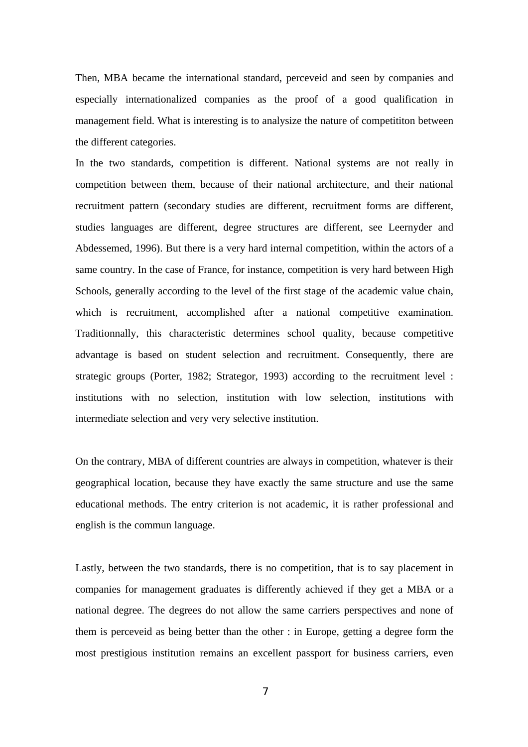Then, MBA became the international standard, perceveid and seen by companies and especially internationalized companies as the proof of a good qualification in management field. What is interesting is to analysize the nature of competititon between the different categories.

In the two standards, competition is different. National systems are not really in competition between them, because of their national architecture, and their national recruitment pattern (secondary studies are different, recruitment forms are different, studies languages are different, degree structures are different, see Leernyder and Abdessemed, 1996). But there is a very hard internal competition, within the actors of a same country. In the case of France, for instance, competition is very hard between High Schools, generally according to the level of the first stage of the academic value chain, which is recruitment, accomplished after a national competitive examination. Traditionnally, this characteristic determines school quality, because competitive advantage is based on student selection and recruitment. Consequently, there are strategic groups (Porter, 1982; Strategor, 1993) according to the recruitment level : institutions with no selection, institution with low selection, institutions with intermediate selection and very very selective institution.

On the contrary, MBA of different countries are always in competition, whatever is their geographical location, because they have exactly the same structure and use the same educational methods. The entry criterion is not academic, it is rather professional and english is the commun language.

Lastly, between the two standards, there is no competition, that is to say placement in companies for management graduates is differently achieved if they get a MBA or a national degree. The degrees do not allow the same carriers perspectives and none of them is perceveid as being better than the other : in Europe, getting a degree form the most prestigious institution remains an excellent passport for business carriers, even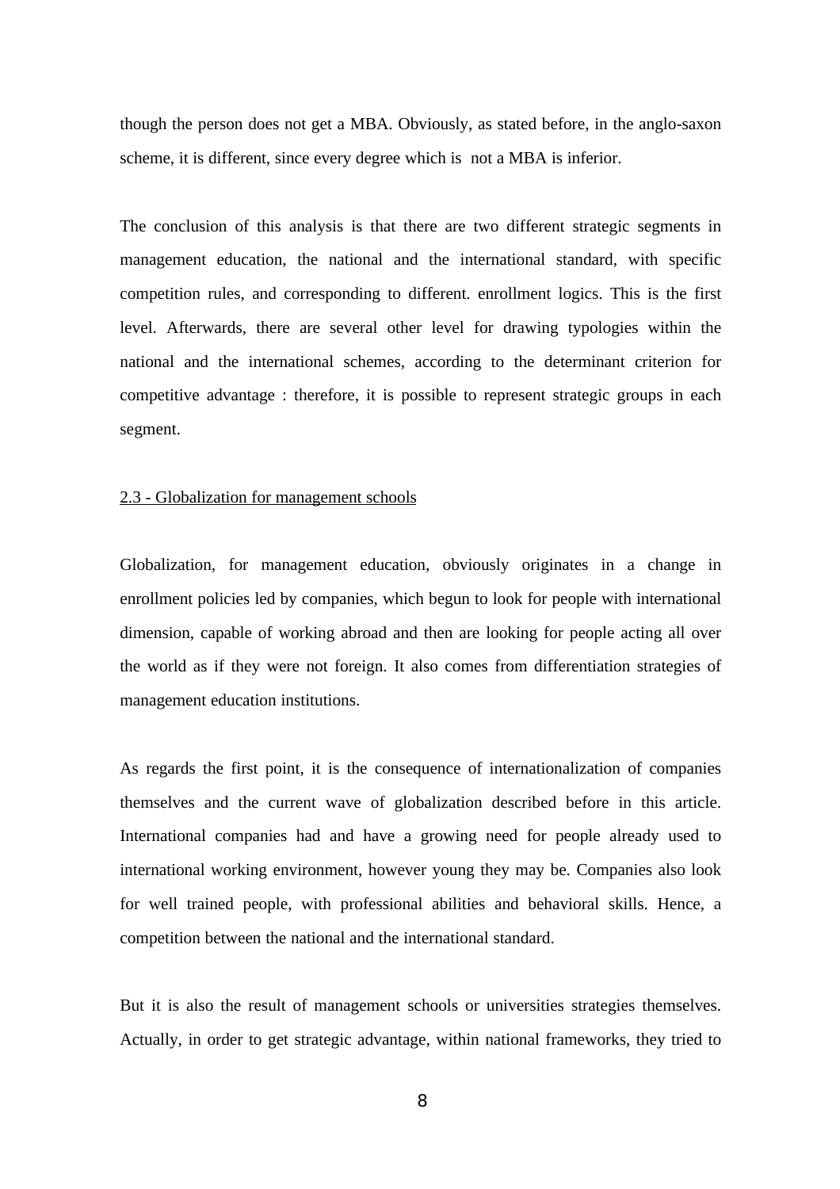though the person does not get a MBA. Obviously, as stated before, in the anglo-saxon scheme, it is different, since every degree which is  not a MBA is inferior.

The conclusion of this analysis is that there are two different strategic segments in management education, the national and the international standard, with specific competition rules, and corresponding to different. enrollment logics. This is the first level. Afterwards, there are several other level for drawing typologies within the national and the international schemes, according to the determinant criterion for competitive advantage : therefore, it is possible to represent strategic groups in each segment.

<u>2.3 - Globalization for management schools</u>

Globalization, for management education, obviously originates in a change in enrollment policies led by companies, which begun to look for people with international dimension, capable of working abroad and then are looking for people acting all over the world as if they were not foreign. It also comes from differentiation strategies of management education institutions.

As regards the first point, it is the consequence of internationalization of companies themselves and the current wave of globalization described before in this article. International companies had and have a growing need for people already used to international working environment, however young they may be. Companies also look for well trained people, with professional abilities and behavioral skills. Hence, a competition between the national and the international standard.

But it is also the result of management schools or universities strategies themselves. Actually, in order to get strategic advantage, within national frameworks, they tried to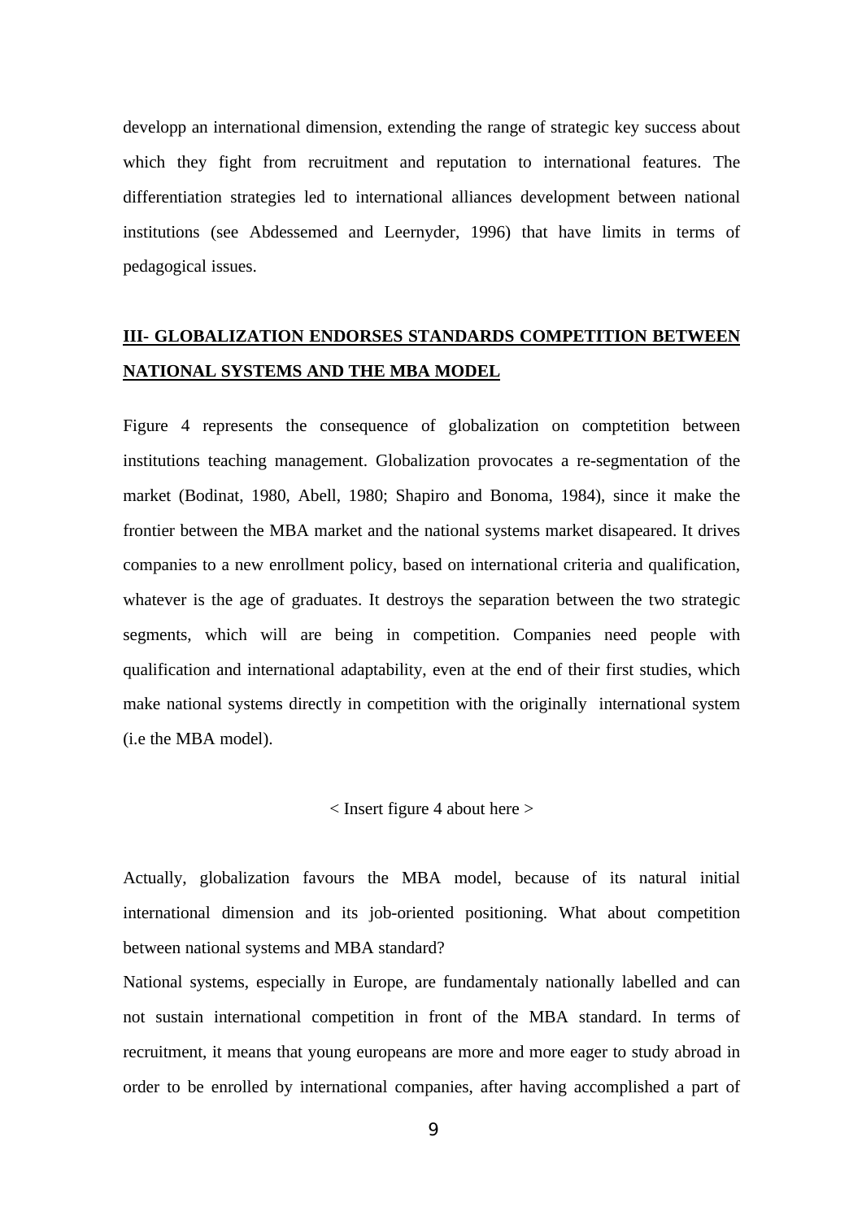developp an international dimension, extending the range of strategic key success about which they fight from recruitment and reputation to international features. The differentiation strategies led to international alliances development between national institutions (see Abdessemed and Leernyder, 1996) that have limits in terms of pedagogical issues.

## III- GLOBALIZATION ENDORSES STANDARDS COMPETITION BETWEEN NATIONAL SYSTEMS AND THE MBA MODEL

Figure 4 represents the consequence of globalization on comptetition between institutions teaching management. Globalization provocates a re-segmentation of the market (Bodinat, 1980, Abell, 1980; Shapiro and Bonoma, 1984), since it make the frontier between the MBA market and the national systems market disapeared. It drives companies to a new enrollment policy, based on international criteria and qualification, whatever is the age of graduates. It destroys the separation between the two strategic segments, which will are being in competition. Companies need people with qualification and international adaptability, even at the end of their first studies, which make national systems directly in competition with the originally international system (i.e the MBA model).

< Insert figure 4 about here >

Actually, globalization favours the MBA model, because of its natural initial international dimension and its job-oriented positioning. What about competition between national systems and MBA standard?

National systems, especially in Europe, are fundamentaly nationally labelled and can not sustain international competition in front of the MBA standard. In terms of recruitment, it means that young europeans are more and more eager to study abroad in order to be enrolled by international companies, after having accomplished a part of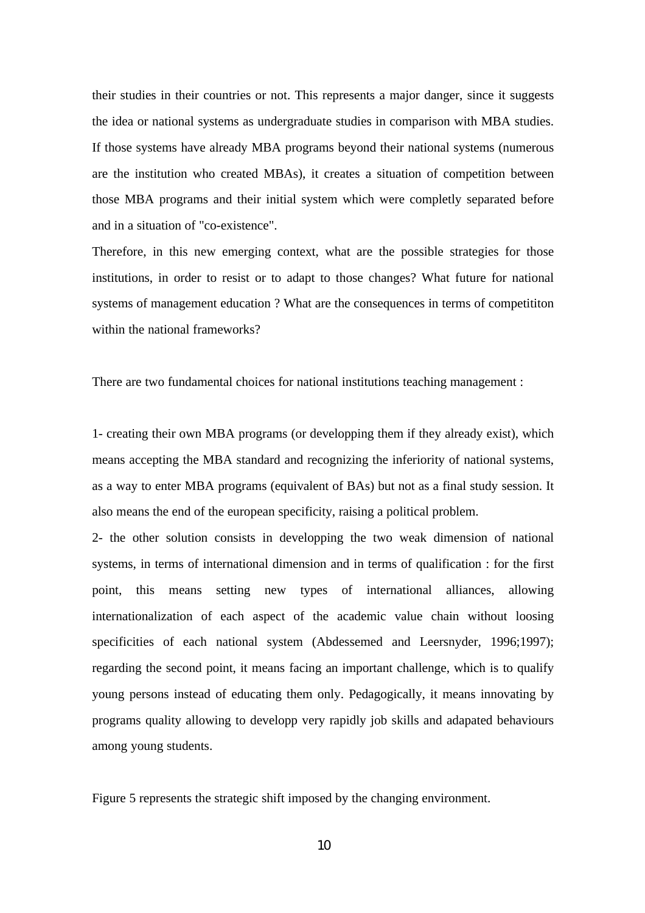their studies in their countries or not. This represents a major danger, since it suggests the idea or national systems as undergraduate studies in comparison with MBA studies. If those systems have already MBA programs beyond their national systems (numerous are the institution who created MBAs), it creates a situation of competition between those MBA programs and their initial system which were completly separated before and in a situation of "co-existence".

Therefore, in this new emerging context, what are the possible strategies for those institutions, in order to resist or to adapt to those changes? What future for national systems of management education ? What are the consequences in terms of competititon within the national frameworks?

There are two fundamental choices for national institutions teaching management :

1- creating their own MBA programs (or developping them if they already exist), which means accepting the MBA standard and recognizing the inferiority of national systems, as a way to enter MBA programs (equivalent of BAs) but not as a final study session. It also means the end of the european specificity, raising a political problem.

2- the other solution consists in developping the two weak dimension of national systems, in terms of international dimension and in terms of qualification : for the first point, this means setting new types of international alliances, allowing internationalization of each aspect of the academic value chain without loosing specificities of each national system (Abdessemed and Leersnyder, 1996;1997); regarding the second point, it means facing an important challenge, which is to qualify young persons instead of educating them only. Pedagogically, it means innovating by programs quality allowing to developp very rapidly job skills and adapated behaviours among young students.

Figure 5 represents the strategic shift imposed by the changing environment.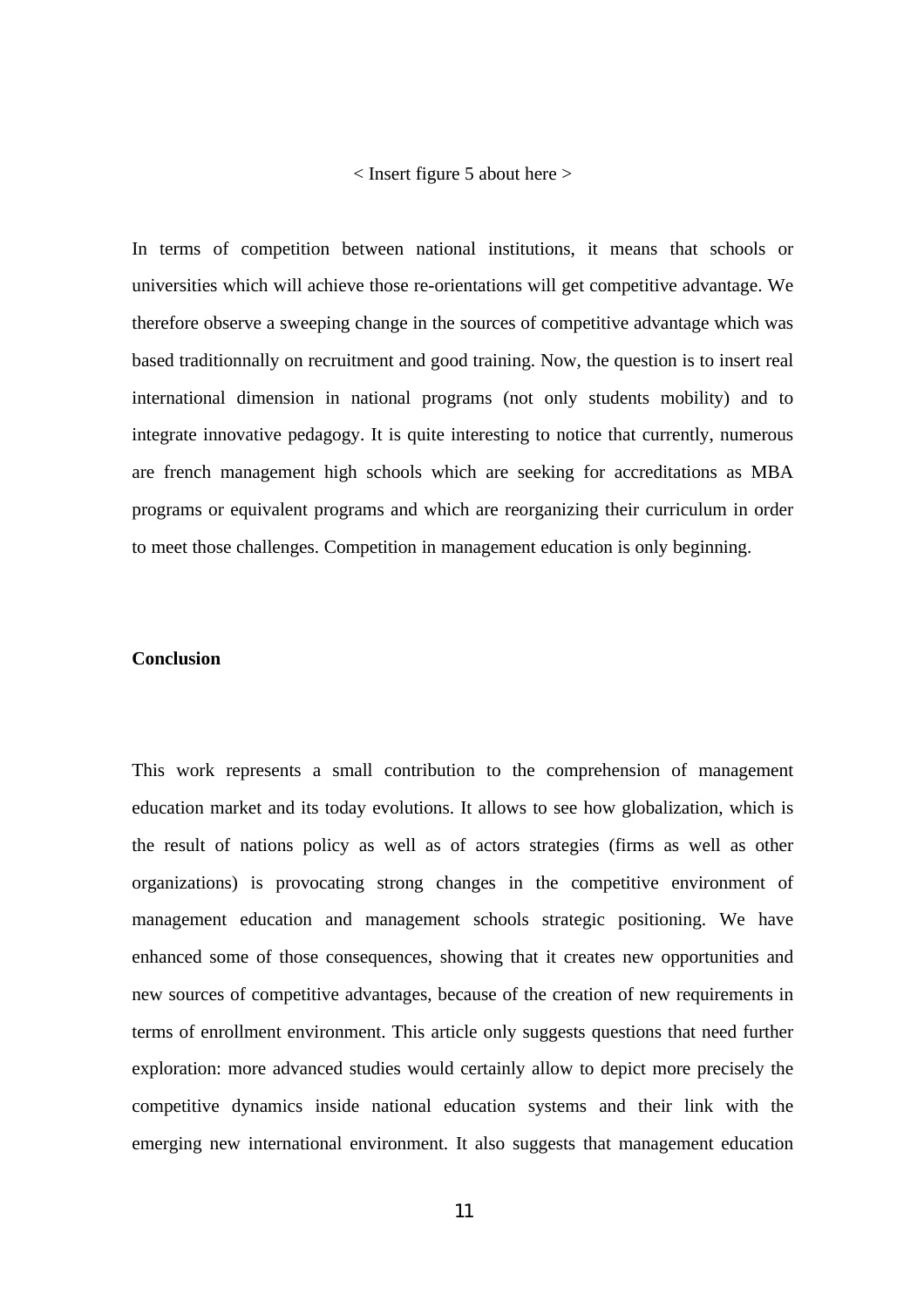< Insert figure 5 about here >

In terms of competition between national institutions, it means that schools or universities which will achieve those re-orientations will get competitive advantage. We therefore observe a sweeping change in the sources of competitive advantage which was based traditionnally on recruitment and good training. Now, the question is to insert real international dimension in national programs (not only students mobility) and to integrate innovative pedagogy. It is quite interesting to notice that currently, numerous are french management high schools which are seeking for accreditations as MBA programs or equivalent programs and which are reorganizing their curriculum in order to meet those challenges. Competition in management education is only beginning.

## Conclusion

This work represents a small contribution to the comprehension of management education market and its today evolutions. It allows to see how globalization, which is the result of nations policy as well as of actors strategies (firms as well as other organizations) is provocating strong changes in the competitive environment of management education and management schools strategic positioning. We have enhanced some of those consequences, showing that it creates new opportunities and new sources of competitive advantages, because of the creation of new requirements in terms of enrollment environment. This article only suggests questions that need further exploration: more advanced studies would certainly allow to depict more precisely the competitive dynamics inside national education systems and their link with the emerging new international environment. It also suggests that management education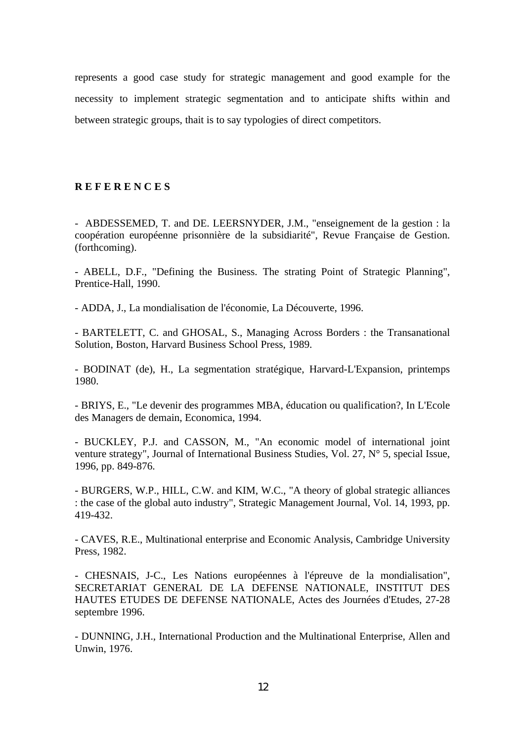represents a good case study for strategic management and good example for the necessity to implement strategic segmentation and to anticipate shifts within and between strategic groups, thait is to say typologies of direct competitors.

**R E F E R E N C E S**

- ABDESSEMED, T. and DE. LEERSNYDER, J.M., "enseignement de la gestion : la coopération européenne prisonnière de la subsidiarité", Revue Française de Gestion. (forthcoming).

- ABELL, D.F., "Defining the Business. The strating Point of Strategic Planning", Prentice-Hall, 1990.

- ADDA, J., La mondialisation de l'économie, La Découverte, 1996.

- BARTELETT, C. and GHOSAL, S., Managing Across Borders : the Transanational Solution, Boston, Harvard Business School Press, 1989.

- BODINAT (de), H., La segmentation stratégique, Harvard-L'Expansion, printemps 1980.

- BRIYS, E., "Le devenir des programmes MBA, éducation ou qualification?, In L'Ecole des Managers de demain, Economica, 1994.

- BUCKLEY, P.J. and CASSON, M., "An economic model of international joint venture strategy", Journal of International Business Studies, Vol. 27, N° 5, special Issue, 1996, pp. 849-876.

- BURGERS, W.P., HILL, C.W. and KIM, W.C., "A theory of global strategic alliances : the case of the global auto industry", Strategic Management Journal, Vol. 14, 1993, pp. 419-432.

- CAVES, R.E., Multinational enterprise and Economic Analysis, Cambridge University Press, 1982.

- CHESNAIS, J-C., Les Nations européennes à l'épreuve de la mondialisation", SECRETARIAT GENERAL DE LA DEFENSE NATIONALE, INSTITUT DES HAUTES ETUDES DE DEFENSE NATIONALE, Actes des Journées d'Etudes, 27-28 septembre 1996.

- DUNNING, J.H., International Production and the Multinational Enterprise, Allen and Unwin, 1976.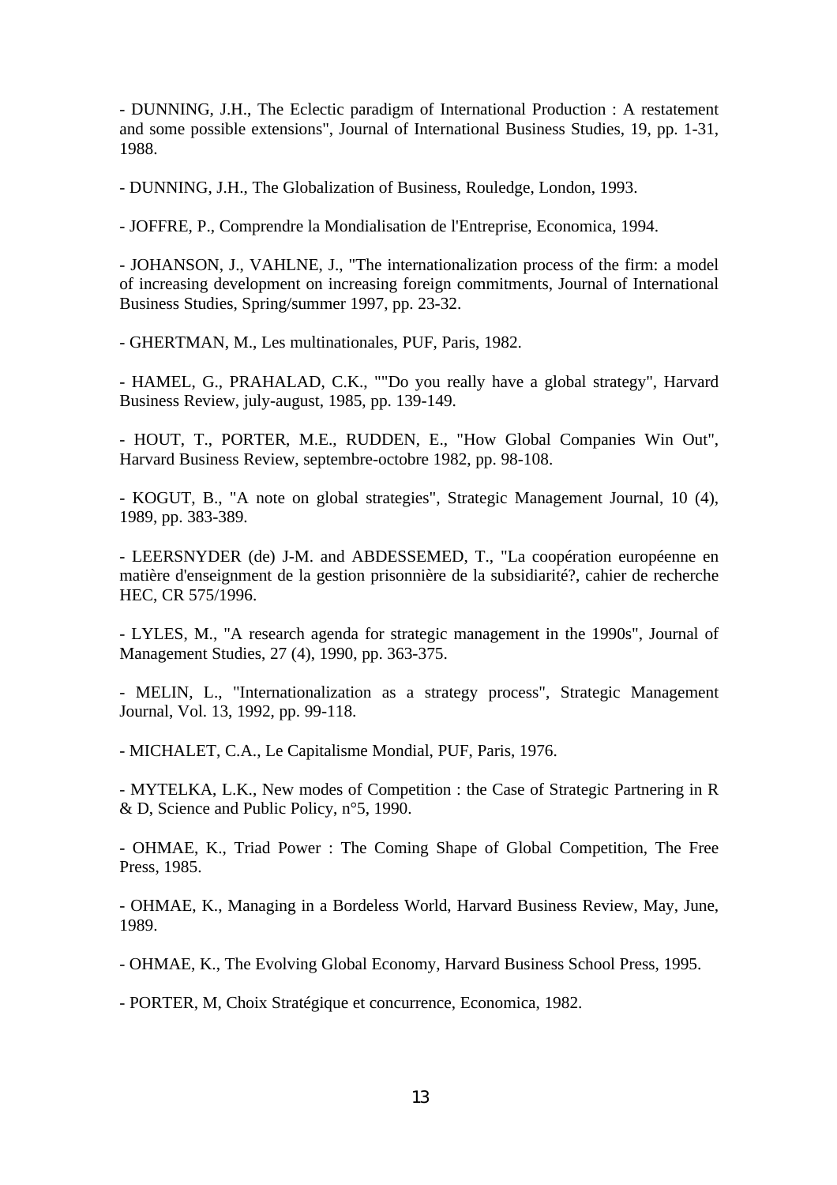- DUNNING, J.H., The Eclectic paradigm of International Production : A restatement and some possible extensions", Journal of International Business Studies, 19, pp. 1-31, 1988.

- DUNNING, J.H., The Globalization of Business, Rouledge, London, 1993.

- JOFFRE, P., Comprendre la Mondialisation de l'Entreprise, Economica, 1994.

- JOHANSON, J., VAHLNE, J., "The internationalization process of the firm: a model of increasing development on increasing foreign commitments, Journal of International Business Studies, Spring/summer 1997, pp. 23-32.

- GHERTMAN, M., Les multinationales, PUF, Paris, 1982.

- HAMEL, G., PRAHALAD, C.K., ""Do you really have a global strategy", Harvard Business Review, july-august, 1985, pp. 139-149.

- HOUT, T., PORTER, M.E., RUDDEN, E., "How Global Companies Win Out", Harvard Business Review, septembre-octobre 1982, pp. 98-108.

- KOGUT, B., "A note on global strategies", Strategic Management Journal, 10 (4), 1989, pp. 383-389.

- LEERSNYDER (de) J-M. and ABDESSEMED, T., "La coopération européenne en matière d'enseignment de la gestion prisonnière de la subsidiarité?, cahier de recherche HEC, CR 575/1996.

- LYLES, M., "A research agenda for strategic management in the 1990s", Journal of Management Studies, 27 (4), 1990, pp. 363-375.

- MELIN, L., "Internationalization as a strategy process", Strategic Management Journal, Vol. 13, 1992, pp. 99-118.

- MICHALET, C.A., Le Capitalisme Mondial, PUF, Paris, 1976.

- MYTELKA, L.K., New modes of Competition : the Case of Strategic Partnering in R & D, Science and Public Policy, n°5, 1990.

- OHMAE, K., Triad Power : The Coming Shape of Global Competition, The Free Press, 1985.

- OHMAE, K., Managing in a Bordeless World, Harvard Business Review, May, June, 1989.

- OHMAE, K., The Evolving Global Economy, Harvard Business School Press, 1995.

- PORTER, M, Choix Stratégique et concurrence, Economica, 1982.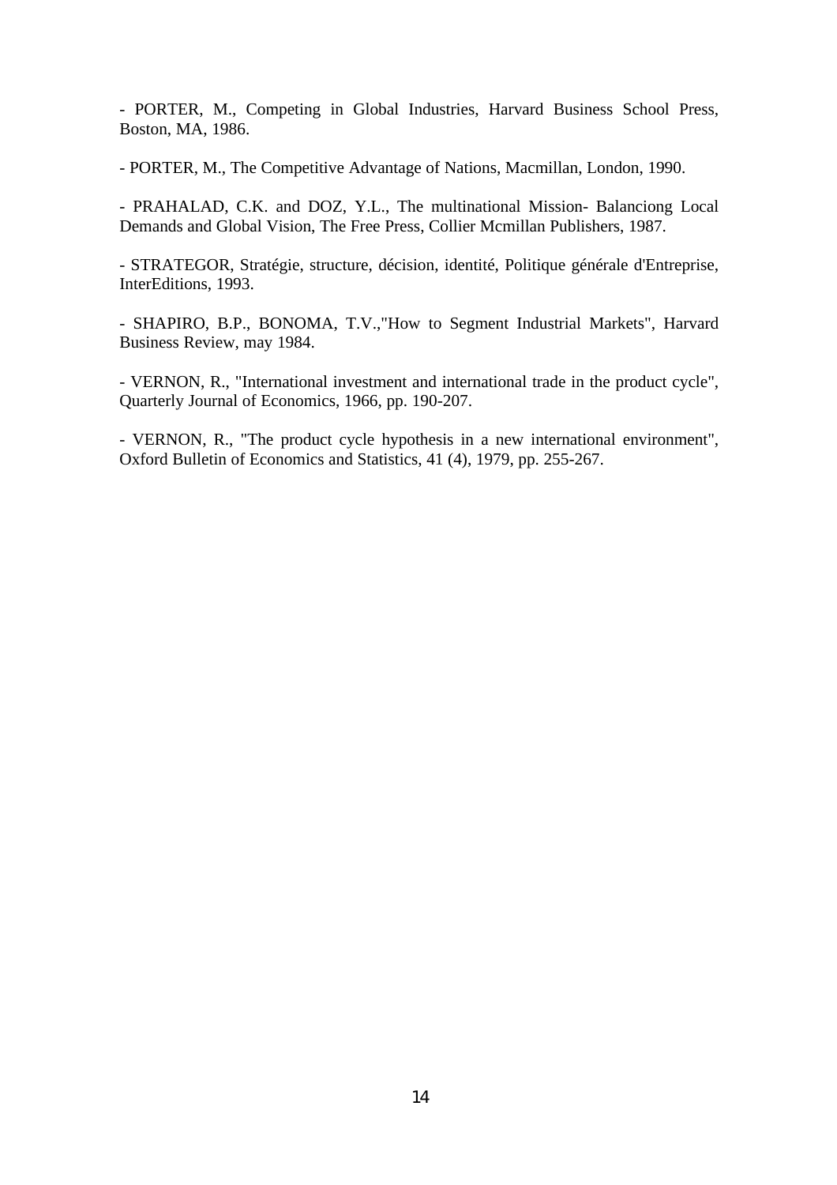- PORTER, M., Competing in Global Industries, Harvard Business School Press, Boston, MA, 1986.

- PORTER, M., The Competitive Advantage of Nations, Macmillan, London, 1990.

- PRAHALAD, C.K. and DOZ, Y.L., The multinational Mission- Balanciong Local Demands and Global Vision, The Free Press, Collier Mcmillan Publishers, 1987.

- STRATEGOR, Stratégie, structure, décision, identité, Politique générale d'Entreprise, InterEditions, 1993.

- SHAPIRO, B.P., BONOMA, T.V.,"How to Segment Industrial Markets", Harvard Business Review, may 1984.

- VERNON, R., "International investment and international trade in the product cycle", Quarterly Journal of Economics, 1966, pp. 190-207.

- VERNON, R., "The product cycle hypothesis in a new international environment", Oxford Bulletin of Economics and Statistics, 41 (4), 1979, pp. 255-267.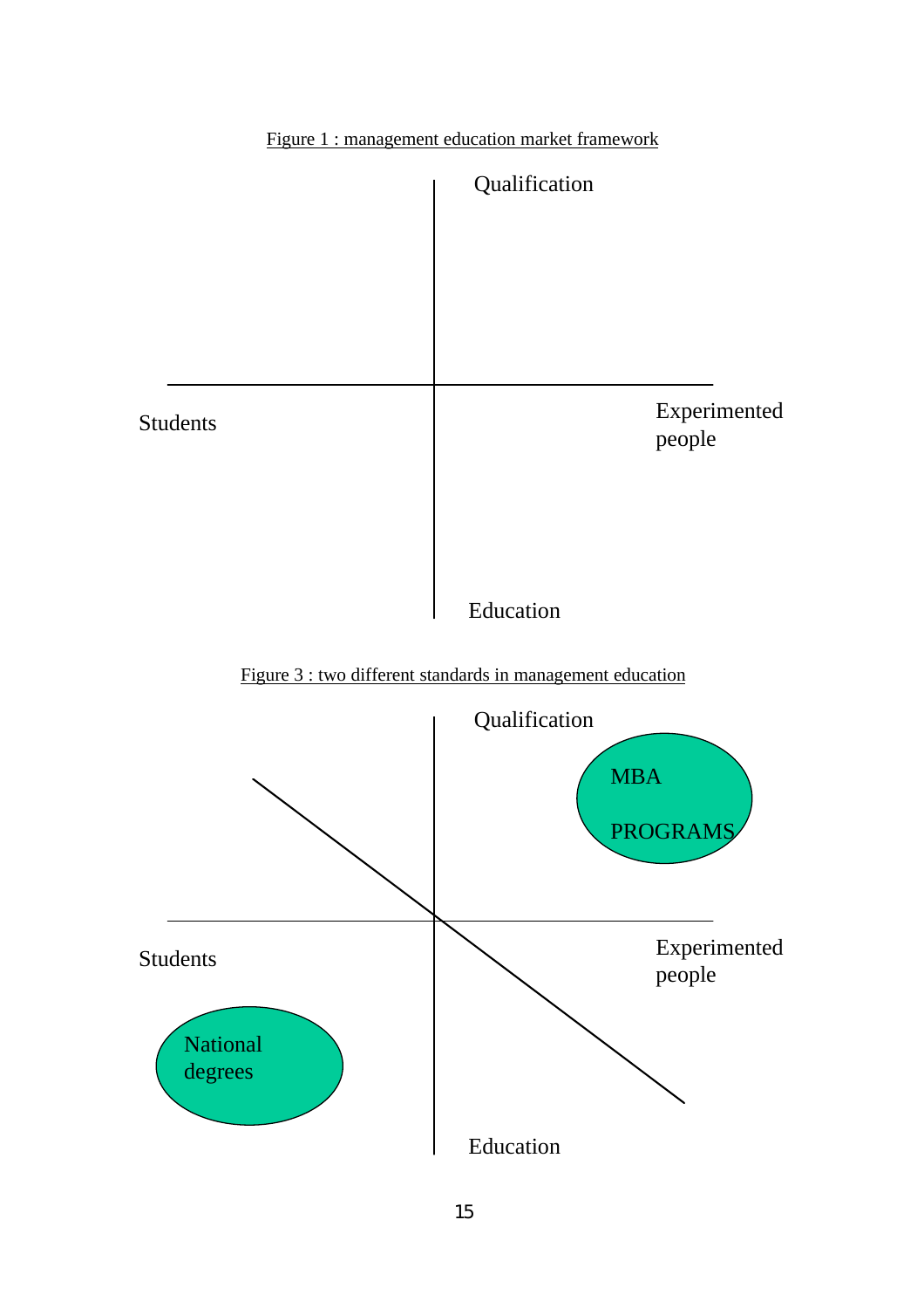Figure 1 : management education market framework

Qualification

Students

Experimented people

Education

Figure 3 : two different standards in management education

Qualification

MBA PROGRAMS

Students

Experimented people

National degrees

Education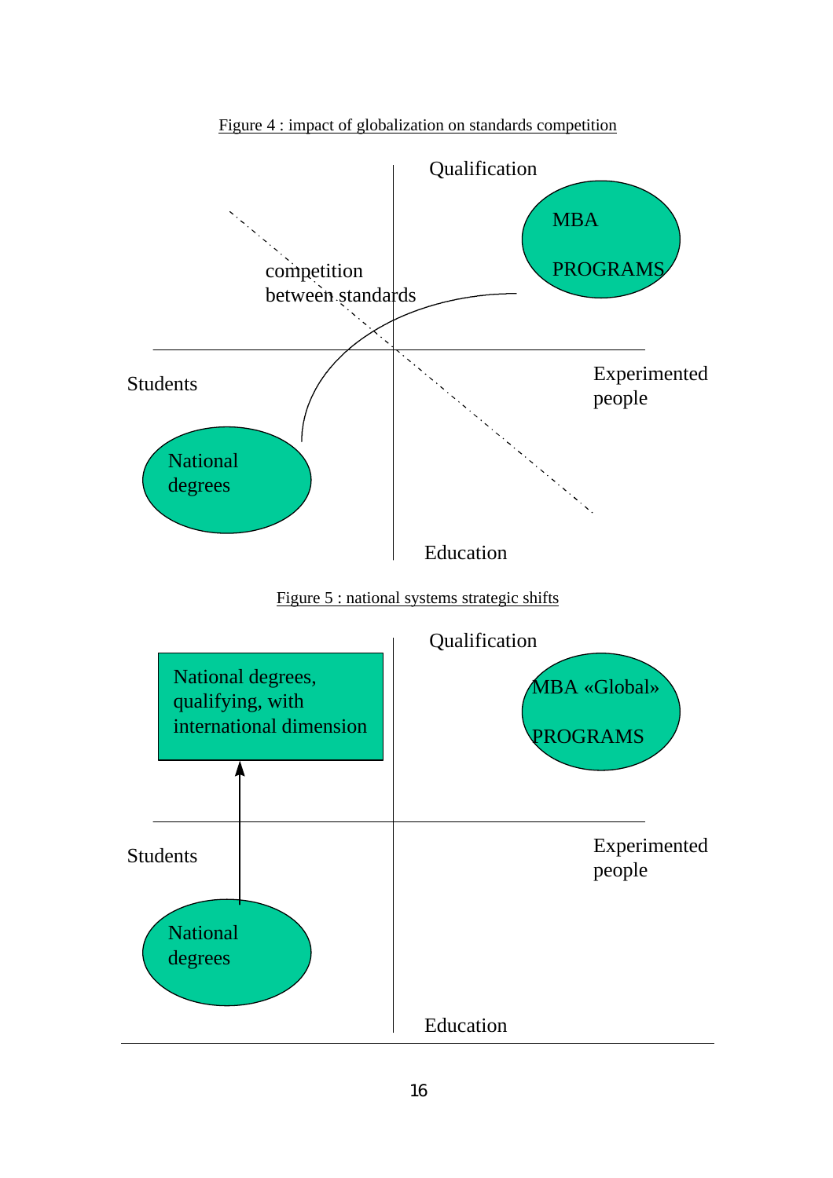Figure 4 : impact of globalization on standards competition

Qualification

MBA

PROGRAMS

competition
between standards

Students

Experimented
people

National
degrees

Education

Figure 5 : national systems strategic shifts

Qualification

National degrees,
qualifying, with
international dimension

MBA «Global»

PROGRAMS

Students

Experimented
people

National
degrees

Education